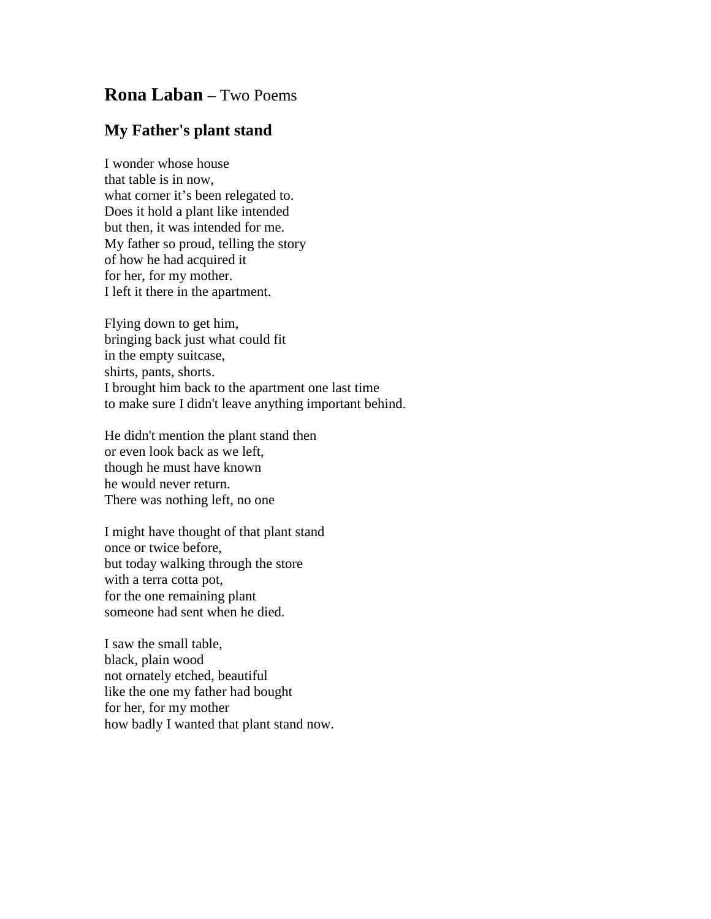# **Rona Laban** – Two Poems

## My Father's plant stand

I wonder whose house  
that table is in now,  
what corner it’s been relegated to.  
Does it hold a plant like intended  
but then, it was intended for me.  
My father so proud, telling the story  
of how he had acquired it  
for her, for my mother.  
I left it there in the apartment.

Flying down to get him,  
bringing back just what could fit  
in the empty suitcase,  
shirts, pants, shorts.  
I brought him back to the apartment one last time  
to make sure I didn't leave anything important behind.

He didn't mention the plant stand then  
or even look back as we left,  
though he must have known  
he would never return.  
There was nothing left, no one

I might have thought of that plant stand  
once or twice before,  
but today walking through the store  
with a terra cotta pot,  
for the one remaining plant  
someone had sent when he died.

I saw the small table,  
black, plain wood  
not ornately etched, beautiful  
like the one my father had bought  
for her, for my mother  
how badly I wanted that plant stand now.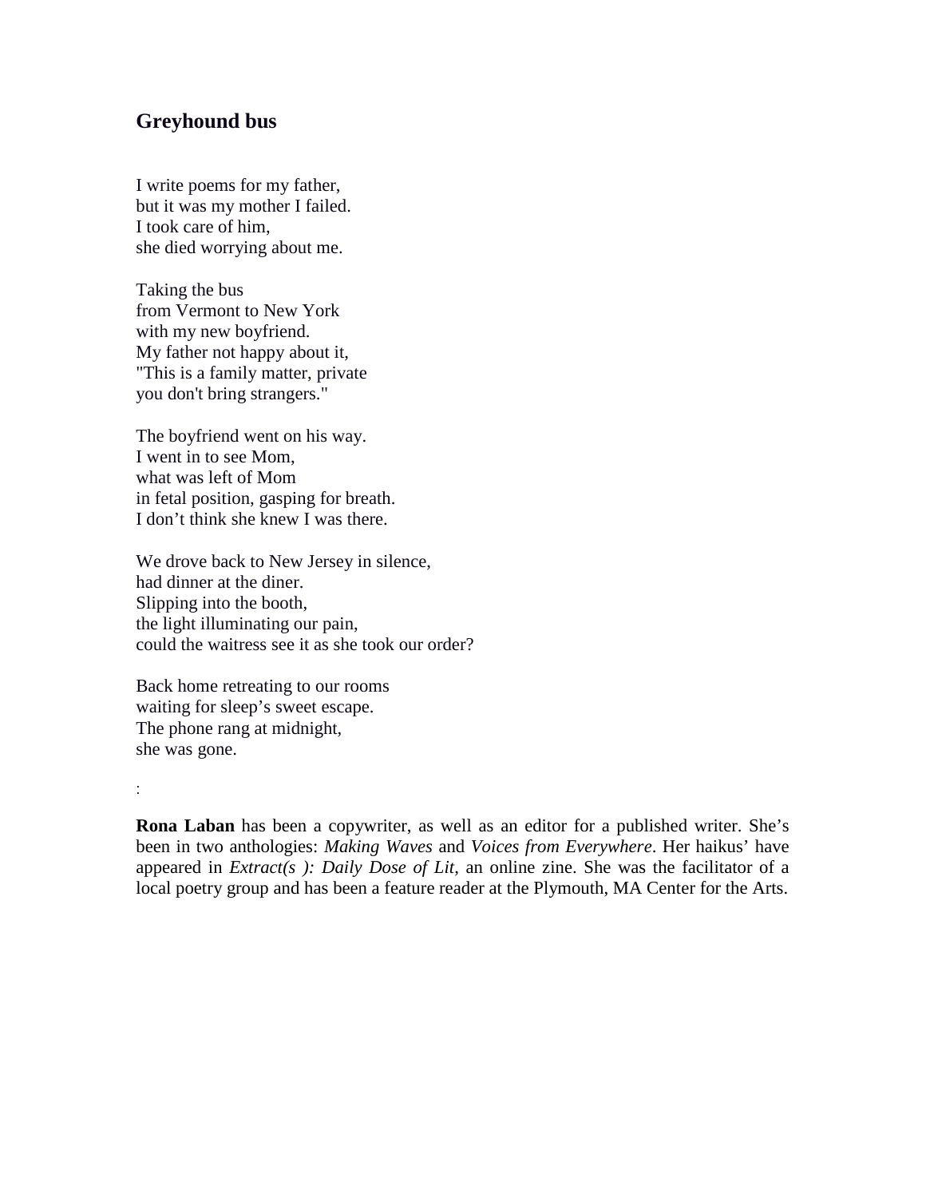## Greyhound bus

I write poems for my father,  
but it was my mother I failed.  
I took care of him,  
she died worrying about me.

Taking the bus  
from Vermont to New York  
with my new boyfriend.  
My father not happy about it,  
"This is a family matter, private  
you don't bring strangers."

The boyfriend went on his way.  
I went in to see Mom,  
what was left of Mom  
in fetal position, gasping for breath.  
I don't think she knew I was there.

We drove back to New Jersey in silence,  
had dinner at the diner.  
Slipping into the booth,  
the light illuminating our pain,  
could the waitress see it as she took our order?

Back home retreating to our rooms  
waiting for sleep's sweet escape.  
The phone rang at midnight,  
she was gone.

:

**Rona Laban** has been a copywriter, as well as an editor for a published writer. She's been in two anthologies: *Making Waves* and *Voices from Everywhere*. Her haikus' have appeared in *Extract(s ): Daily Dose of Lit*, an online zine. She was the facilitator of a local poetry group and has been a feature reader at the Plymouth, MA Center for the Arts.